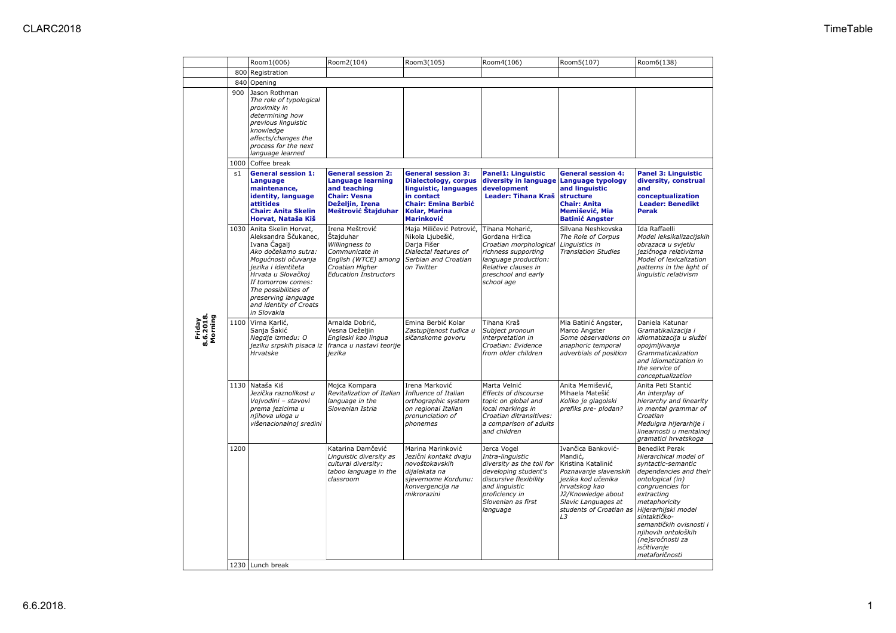| | | Room1(006) | Room2(104) | Room3(105) | Room4(106) | Room5(107) | Room6(138) |
|---|---|---|---|---|---|---|---|
| | 800 | Registration | | | | | |
| | 840 | Opening | | | | | |
| Friday 8.6.2018. Morning | 900 | Jason Rothman *The role of typological proximity in determining how previous linguistic knowledge affects/changes the process for the next language learned* | | | | | |
| | 1000 | Coffee break | | | | | |
| | s1 | **General session 1: Language maintenance, identity, language attitides Chair: Anita Skelin Horvat, Nataša Kiš** | **General session 2: Language learning and teaching Chair: Vesna Deželjin, Irena Meštrović Štajduhar** | **General session 3: Dialectology, corpus linguistic, languages in contact Chair: Emina Berbić Kolar, Marina Marinković** | **Panel1: Linguistic diversity in language development Leader: Tihana Kraš** | **General session 4: Language typology and linguistic structure Chair: Anita Memišević, Mia Batinić Angster** | **Panel 3: Linguistic diversity, construal and conceptualization Leader: Benedikt Perak** |
| | 1030 | Anita Skelin Horvat, Aleksandra Ščukanec, Ivana Čagalj *Ako dočekamo sutra: Mogućnosti očuvanja jezika i identiteta Hrvata u Slovačkoj If tomorrow comes: The possibilities of preserving language and identity of Croats in Slovakia* | Irena Meštrović Štajduhar *Willingness to Communicate in English (WTCE) among Croatian Higher Education Instructors* | Maja Miličević Petrović, Nikola Ljubešić, Darja Fišer *Dialectal features of Serbian and Croatian on Twitter* | Tihana Moharić, Gordana Hržica *Croatian morphological richness supporting language production: Relative clauses in preschool and early school age* | Silvana Neshkovska *The Role of Corpus Linguistics in Translation Studies* | Ida Raffaelli *Model leksikalizacijskih obrazaca u svjetlu jezičnoga relativizma Model of lexicalization patterns in the light of linguistic relativism* |
| | 1100 | Virna Karlić, Sanja Šakić *Negdje između: O jeziku srpskih pisaca iz Hrvatske* | Arnalda Dobrić, Vesna Deželjin *Engleski kao lingua franca u nastavi teorije jezika* | Emina Berbić Kolar *Zastupljenost tuđica u sičanskome govoru* | Tihana Kraš *Subject pronoun interpretation in Croatian: Evidence from older children* | Mia Batinić Angster, Marco Angster *Some observations on anaphoric temporal adverbials of position* | Daniela Katunar *Gramatikalizacija i idiomatizacija u službi opojmljivanja Grammaticalization and idiomatization in the service of conceptualization* |
| | 1130 | Nataša Kiš *Jezička raznolikost u Vojvodini – stavovi prema jezicima u njihova uloga u višenacionalnoj sredini* | Mojca Kompara *Revitalization of Italian language in the Slovenian Istria* | Irena Marković *Influence of Italian orthographic system on regional Italian pronunciation of phonemes* | Marta Velnić *Effects of discourse topic on global and local markings in Croatian ditransitives: a comparison of adults and children* | Anita Memišević, Mihaela Matešić *Koliko je glagolski prefiks pre- plodan?* | Anita Peti Stantić *An interplay of hierarchy and linearity in mental grammar of Croatian Međuigra hijerarhije i linearnosti u mentalnoj gramatici hrvatskoga* |
| | 1200 | | Katarina Damčević *Linguistic diversity as cultural diversity: taboo language in the classroom* | Marina Marinković *Jezični kontakt dvaju novoštokavskih dijalekata na sjevernome Kordunu: konvergencija na mikrorazini* | Jerca Vogel *Intra-linguistic diversity as the toll for developing student's discursive flexibility and linguistic proficiency in Slovenian as first language* | Ivančica Banković-Mandić, Kristina Katalinić *Poznavanje slavenskih jezika kod učenika hrvatskog kao J2/Knowledge about Slavic Languages at students of Croatian as L3* | Benedikt Perak *Hierarchical model of syntactic-semantic dependencies and their ontological (in) congruencies for extracting metaphoricity Hijerarhijski model sintaktičko-semantičkih ovisnosti i njihovih ontoloških (ne)sročnosti za isčitivanje metaforičnosti* |
| | 1230 | Lunch break | | | | | |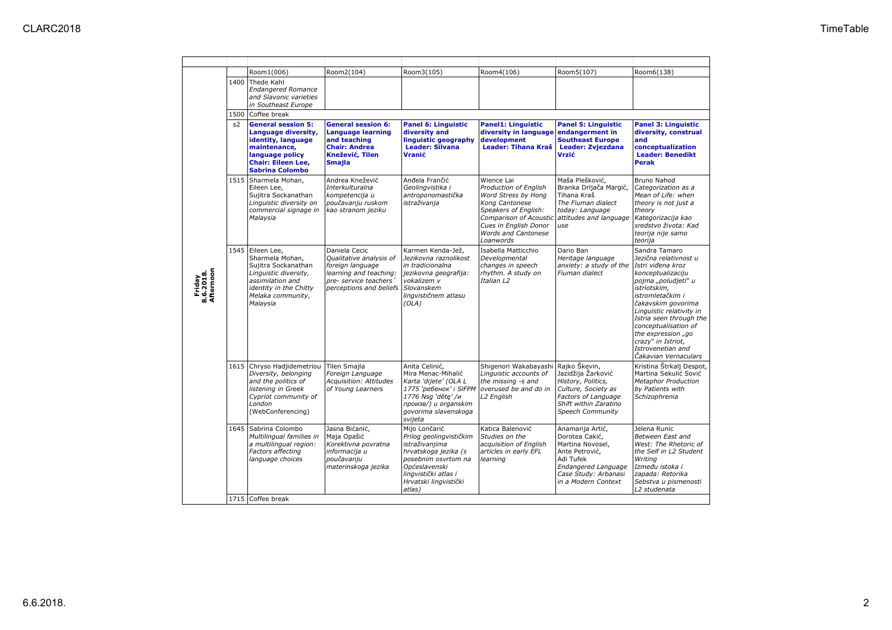| Friday 8.6.2018. Afternoon | | Room1(006) | Room2(104) | Room3(105) | Room4(106) | Room5(107) | Room6(138) |
|---|---|---|---|---|---|---|---|
| | 1400 | Thede Kahl *Endangered Romance and Slavonic varieties in Southeast Europe* | | | | | |
| | 1500 | Coffee break | | | | | |
| | s2 | **General session 5: Language diversity, identity, language maintenance, language policy Chair: Eileen Lee, Sabrina Colombo** | **General session 6: Language learning and teaching Chair: Andrea Knežević, Tilen Smajla** | **Panel 6: Linguistic diversity and linguistic geography Leader: Silvana Vranić** | **Panel1: Linguistic diversity in language development Leader: Tihana Kraš** | **Panel 5: Linguistic endangerment in Southeast Europe Leader: Zvjezdana Vrzić** | **Panel 3: Linguistic diversity, construal and conceptualization Leader: Benedikt Perak** |
| | 1515 | Sharmela Mohan, Eileen Lee, Sujitra Sockanathan *Linguistic diversity on commercial signage in Malaysia* | Andrea Knežević *Interkulturalna kompetencija u poučavanju ruskom kao stranom jeziku* | Anđela Frančić *Geolingvistika i antroponomastička istraživanja* | Wience Lai *Production of English Word Stress by Hong Kong Cantonese Speakers of English: Comparison of Acoustic Cues in English Donor Words and Cantonese Loanwords* | Maša Plešković, Branka Drljača Margić, Tihana Kraš *The Fiuman dialect today: Language attitudes and language use* | Bruno Nahod *Categorization as a Mean of Life: when theory is not just a theory Kategorizacija kao sredstvo života: Kad teorija nije samo teorija* |
| | 1545 | Eileen Lee, Sharmela Mohan, Sujitra Sockanathan *Linguistic diversity, assimilation and identity in the Chitty Melaka community, Malaysia* | Daniela Cecic *Qualitative analysis of foreign language learning and teaching: pre- service teachers´ perceptions and beliefs* | Karmen Kenda-Jež, *Jezikovna raznolikost in tradicionalna jezikovna geografija: vokalizem v Slovanskem lingvističnem atlasu (OLA)* | Isabella Matticchio *Developmental changes in speech rhythm. A study on Italian L2* | Dario Ban *Heritage language anxiety: a study of the Fiuman dialect* | Sandra Tamaro *Jezična relativnost u Istri viđena kroz konceptualizaciju pojma „poludjeti" u istriotskim, istromletačkim i čakavskim govorima Linguistic relativity in Istria seen through the conceptualisation of the expression „go crazy" in Istriot, Istrovenetian and Čakavian Vernaculars* |
| | 1615 | Chryso Hadjidemetriou *Diversity, belonging and the politics of listening in Greek Cypriot community of London* (WebConferencing) | Tilen Smajla *Foreign Language Acquisition: Attitudes of Young Learners* | Anita Celinić, Mira Menac-Mihalić *Karta 'dijete' (OLA L 1775 'ребенок' i SIFPM 1776 Nsg 'dětę' /и произв/) u organskim govorima slavenskoga svijeta* | Shigenori Wakabayashi *Linguistic accounts of the missing -s and overused be and do in L2 English* | Rajko Škevin, Jazidžija Žarković *History, Politics, Culture, Society as Factors of Language Shift within Zaratino Speech Community* | Kristina Štrkalj Despot, Martina Sekulić Sović *Metaphor Production by Patients with Schizophrenia* |
| | 1645 | Sabrina Colombo *Multilingual families in a multilingual region: Factors affecting language choices* | Jasna Bićanić, Maja Opašić *Korektivna povratna informacija u poučavanju materinskoga jezika* | Mijo Lončarić *Prilog geolingvističkim istraživanjima hrvatskoga jezika (s posebnim osvrtom na Općeslavenski lingvistički atlas i Hrvatski lingvistički atlas)* | Katica Balenović *Studies on the acquisition of English articles in early EFL learning* | Anamarija Artić, Dorotea Cakić, Martina Novosel, Ante Petrović, Adi Tufek *Endangered Language Case Study: Arbanasi in a Modern Context* | Jelena Runic *Between East and West: The Rhetoric of the Self in L2 Student Writing Između istoka i zapada: Retorika Sebstva u pismenosti L2 studenata* |
| | 1715 | Coffee break | | | | | |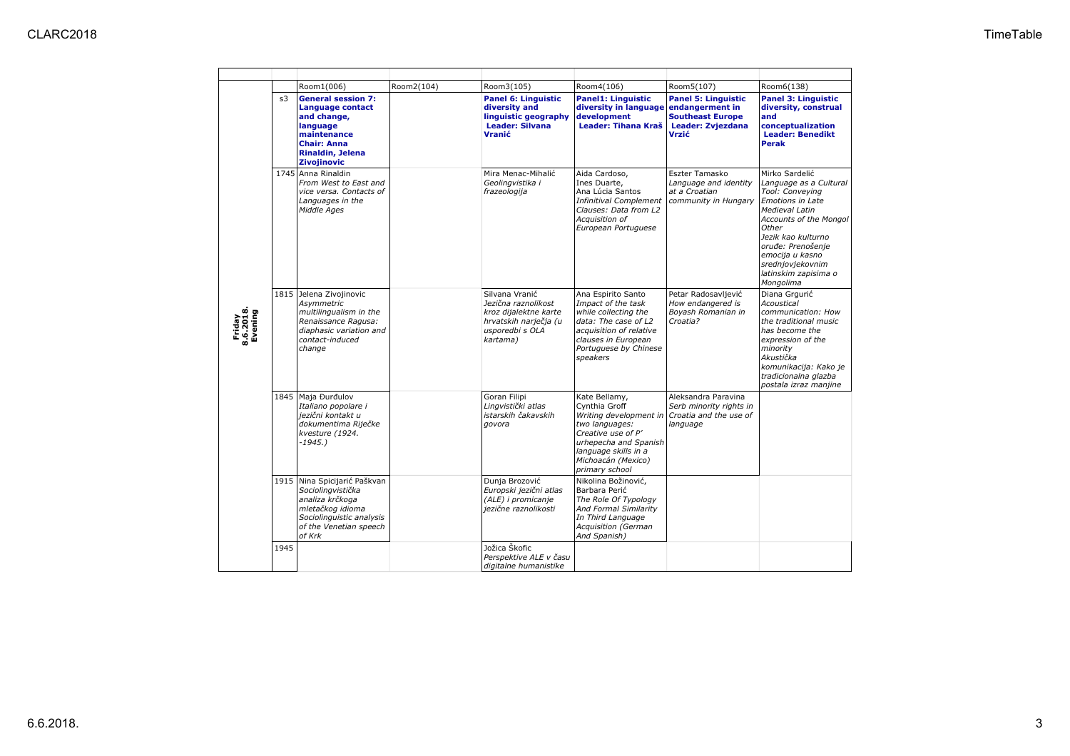| | | Room1(006) | Room2(104) | Room3(105) | Room4(106) | Room5(107) | Room6(138) |
|---|---|---|---|---|---|---|---|
| **Friday 8.6.2018. Evening** | s3 | **General session 7: Language contact and change, language maintenance Chair: Anna Rinaldin, Jelena Zivojinovic** | | **Panel 6: Linguistic diversity and linguistic geography Leader: Silvana Vranić** | **Panel1: Linguistic diversity in language development Leader: Tihana Kraš** | **Panel 5: Linguistic endangerment in Southeast Europe Leader: Zvjezdana Vrzić** | **Panel 3: Linguistic diversity, construal and conceptualization Leader: Benedikt Perak** |
| | 1745 | Anna Rinaldin *From West to East and vice versa. Contacts of Languages in the Middle Ages* | | Mira Menac-Mihalić *Geolingvistika i frazeologija* | Aida Cardoso, Ines Duarte, Ana Lúcia Santos *Infinitival Complement Clauses: Data from L2 Acquisition of European Portuguese* | Eszter Tamasko *Language and identity at a Croatian community in Hungary* | Mirko Sardelić *Language as a Cultural Tool: Conveying Emotions in Late Medieval Latin Accounts of the Mongol Other Jezik kao kulturno oruđe: Prenošenje emocija u kasno srednjovjekovnim latinskim zapisima o Mongolima* |
| | 1815 | Jelena Zivojinovic *Asymmetric multilingualism in the Renaissance Ragusa: diaphasic variation and contact-induced change* | | Silvana Vranić *Jezična raznolikost kroz dijalektne karte hrvatskih narječja (u usporedbi s OLA kartama)* | Ana Espirito Santo *Impact of the task while collecting the data: The case of L2 acquisition of relative clauses in European Portuguese by Chinese speakers* | Petar Radosavljević *How endangered is Boyash Romanian in Croatia?* | Diana Grgurić *Acoustical communication: How the traditional music has become the expression of the minority Akustička komunikacija: Kako je tradicionalna glazba postala izraz manjine* |
| | 1845 | Maja Đurđulov *Italiano popolare i jezični kontakt u dokumentima Riječke kvesture (1924. -1945.)* | | Goran Filipi *Lingvistički atlas istarskih čakavskih govora* | Kate Bellamy, Cynthia Groff *Writing development in two languages: Creative use of P'urhepecha and Spanish language skills in a Michoacán (Mexico) primary school* | Aleksandra Paravina *Serb minority rights in Croatia and the use of language* | |
| | 1915 | Nina Spicijarić Paškvan *Sociolingvistička analiza krčkoga mletačkog idioma Sociolinguistic analysis of the Venetian speech of Krk* | | Dunja Brozović *Europski jezični atlas (ALE) i promicanje jezične raznolikosti* | Nikolina Božinović, Barbara Perić *The Role Of Typology And Formal Similarity In Third Language Acquisition (German And Spanish)* | | |
| | 1945 | | | Jožica Škofic *Perspektive ALE v času digitalne humanistike* | | | |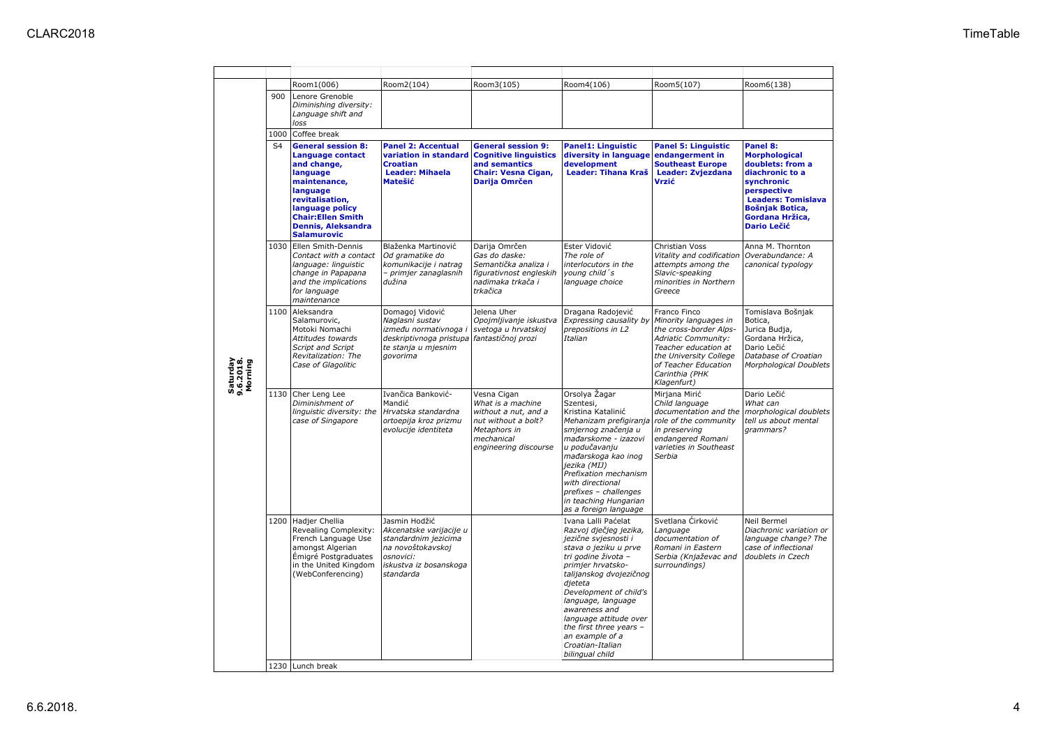| Saturday 9.6.2018. Morning | | Room1(006) | Room2(104) | Room3(105) | Room4(106) | Room5(107) | Room6(138) |
|---|---|---|---|---|---|---|---|
| | 900 | Lenore Grenoble *Diminishing diversity: Language shift and loss* | | | | | |
| | 1000 | Coffee break | | | | | |
| | S4 | **General session 8: Language contact and change, language maintenance, language revitalisation, language policy Chair:Ellen Smith Dennis, Aleksandra Salamurovic** | **Panel 2: Accentual variation in standard Croatian Leader: Mihaela Matešić** | **General session 9: Cognitive linguistics and semantics Chair: Vesna Cigan, Darija Omrčen** | **Panel1: Linguistic diversity in language development Leader: Tihana Kraš** | **Panel 5: Linguistic endangerment in Southeast Europe Leader: Zvjezdana Vrzić** | **Panel 8: Morphological doublets: from a diachronic to a synchronic perspective Leaders: Tomislava Bošnjak Botica, Gordana Hržica, Dario Lečić** |
| | 1030 | Ellen Smith-Dennis *Contact with a contact language: linguistic change in Papapana and the implications for language maintenance* | Blaženka Martinović *Od gramatike do komunikacije i natrag – primjer zanaglasnih dužina* | Darija Omrčen *Gas do daske: Semantička analiza i figurativnost engleskih nadimaka trkača i trkačica* | Ester Vidović *The role of interlocutors in the young child´s language choice* | Christian Voss *Vitality and codification attempts among the Slavic-speaking minorities in Northern Greece* | Anna M. Thornton *Overabundance: A canonical typology* |
| | 1100 | Aleksandra Salamurovic, Motoki Nomachi *Attitudes towards Script and Script Revitalization: The Case of Glagolitic* | Domagoj Vidović *Naglasni sustav između normativnoga i deskriptivnoga pristupa te stanja u mjesnim govorima* | Jelena Uher *Opojmljivanje iskustva svetoga u hrvatskoj fantastičnoj prozi* | Dragana Radojević *Expressing causality by prepositions in L2 Italian* | Franco Finco *Minority languages in the cross-border Alps-Adriatic Community: Teacher education at the University College of Teacher Education Carinthia (PHK Klagenfurt)* | Tomislava Bošnjak Botica, Jurica Budja, Gordana Hržica, Dario Lečić *Database of Croatian Morphological Doublets* |
| | 1130 | Cher Leng Lee *Diminishment of linguistic diversity: the case of Singapore* | Ivančica Banković-Mandić *Hrvatska standardna ortoepija kroz prizmu evolucije identiteta* | Vesna Cigan *What is a machine without a nut, and a nut without a bolt? Metaphors in mechanical engineering discourse* | Orsolya Žagar Szentesi, Kristina Katalinić *Mehanizam prefigiranja smjernog značenja u mađarskome - izazovi u podučavanju mađarskoga kao inog jezika (MIJ) Prefixation mechanism with directional prefixes – challenges in teaching Hungarian as a foreign language* | Mirjana Mirić *Child language documentation and the role of the community in preserving endangered Romani varieties in Southeast Serbia* | Dario Lečić *What can morphological doublets tell us about mental grammars?* |
| | 1200 | Hadjer Chellia Revealing Complexity: French Language Use amongst Algerian Émigré Postgraduates in the United Kingdom (WebConferencing) | Jasmin Hodžić *Akcenatske varijacije u standardnim jezicima na novoštokavskoj osnovici: iskustva iz bosanskoga standarda* | | Ivana Lalli Paćelat *Razvoj dječjeg jezika, jezične svjesnosti i stava o jeziku u prve tri godine života – primjer hrvatsko-talijanskog dvojezičnog djeteta Development of child's language, language awareness and language attitude over the first three years – an example of a Croatian-Italian bilingual child* | Svetlana Ćirković *Language documentation of Romani in Eastern Serbia (Knjaževac and surroundings)* | Neil Bermel *Diachronic variation or language change? The case of inflectional doublets in Czech* |
| | 1230 | Lunch break | | | | | |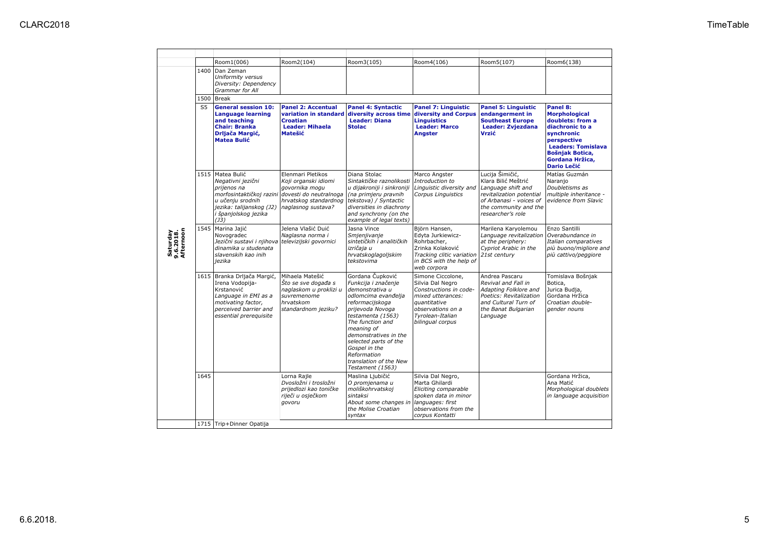| | | Room1(006) | Room2(104) | Room3(105) | Room4(106) | Room5(107) | Room6(138) |
|---|---|---|---|---|---|---|---|
| **Saturday 9.6.2018. Afternoon** | 1400 | Dan Zeman *Uniformity versus Diversity: Dependency Grammar for All* | | | | | |
| | 1500 | Break | | | | | |
| | S5 | **General session 10: Language learning and teaching Chair: Branka Drljača Margić, Matea Bulić** | **Panel 2: Accentual variation in standard Croatian Leader: Mihaela Matešić** | **Panel 4: Syntactic diversity across time Leader: Diana Stolac** | **Panel 7: Linguistic diversity and Corpus Linguistics Leader: Marco Angster** | **Panel 5: Linguistic endangerment in Southeast Europe Leader: Zvjezdana Vrzić** | **Panel 8: Morphological doublets: from a diachronic to a synchronic perspective Leaders: Tomislava Bošnjak Botica, Gordana Hržica, Dario Lečić** |
| | 1515 | Matea Bulić *Negativni jezični prijenos na morfosintaktičkoj razini u učenju srodnih jezika: talijanskog (J2) i španjolskog jezika (J3)* | Elenmari Pletikos *Koji organski idiomi govornika mogu dovesti do neutralnoga hrvatskog standardnog naglasnog sustava?* | Diana Stolac *Sintaktičke raznolikosti u dijakroniji i sinkroniji (na primjeru pravnih tekstova) / Syntactic diversities in diachrony and synchrony (on the example of legal texts)* | Marco Angster *Introduction to Linguistic diversity and Corpus Linguistics* | Lucija Šimičić, Klara Bilić Meštrić *Language shift and revitalization potential of Arbanasi - voices of the community and the researcher's role* | Matías Guzmán Naranjo *Doubletisms as multiple inheritance - evidence from Slavic* |
| | 1545 | Marina Jajić Novogradec *Jezični sustavi i njihova dinamika u studenata slavenskih kao inih jezika* | Jelena Vlašić Duić *Naglasna norma i televizijski govornici* | Jasna Vince *Smjenjivanje sintetičkih i analitičkih izričaja u hrvatskoglagoljskim tekstovima* | Björn Hansen, Edyta Jurkiewicz-Rohrbacher, Zrinka Kolaković *Tracking clitic variation in BCS with the help of web corpora* | Marilena Karyolemou *Language revitalization at the periphery: Cypriot Arabic in the 21st century* | Enzo Santilli *Overabundance in Italian comparatives più buono/migliore and più cattivo/peggiore* |
| | 1615 | Branka Drljača Margić, Irena Vodopija-Krstanović *Language in EMI as a motivating factor, perceived barrier and essential prerequisite* | Mihaela Matešić *Što se sve događa s naglaskom u proklizi u suvremenome hrvatskom standardnom jeziku?* | Gordana Čupković *Funkcija i značenje demonstrativa u odlomcima evanđelja reformacijskoga prijevoda Novoga testamenta (1563) The function and meaning of demonstratives in the selected parts of the Gospel in the Reformation translation of the New Testament (1563)* | Simone Ciccolone, Silvia Dal Negro *Constructions in code-mixed utterances: quantitative observations on a Tyrolean-Italian bilingual corpus* | Andrea Pascaru *Revival and Fall in Adapting Folklore and Poetics: Revitalization and Cultural Turn of the Banat Bulgarian Language* | Tomislava Bošnjak Botica, Jurica Budja, Gordana Hržica *Croatian double-gender nouns* |
| | 1645 | | Lorna Rajle *Dvosložni i trosložni prijedlozi kao toničke riječi u osječkom govoru* | Maslina Ljubičić *O promjenama u moliškohrvatskoj sintaksi About some changes in the Molise Croatian syntax* | Silvia Dal Negro, Marta Ghilardi *Eliciting comparable spoken data in minor languages: first observations from the corpus Kontatti* | | Gordana Hržica, Ana Matić *Morphological doublets in language acquisition* |
| | 1715 | Trip+Dinner Opatija | | | | | |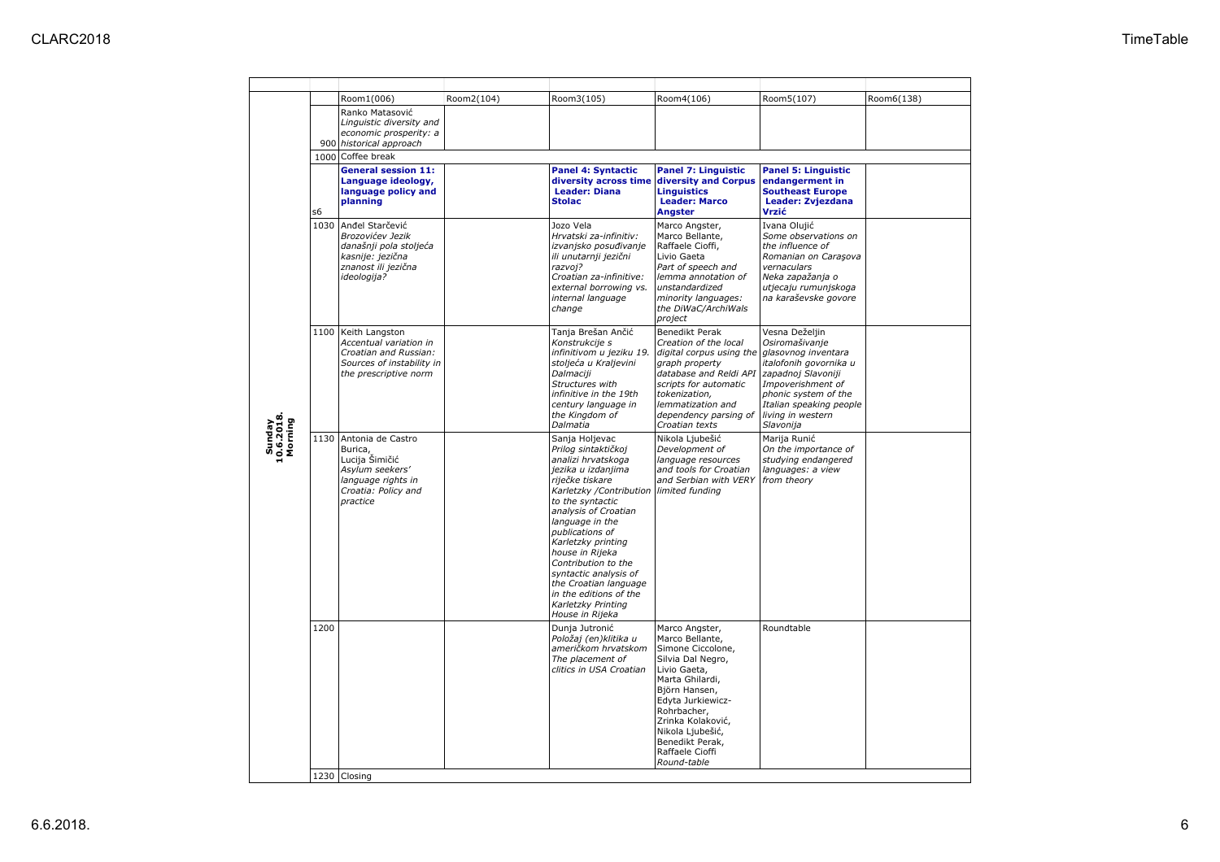| | | Room1(006) | Room2(104) | Room3(105) | Room4(106) | Room5(107) | Room6(138) |
|---|---|---|---|---|---|---|---|
| Sunday 10.6.2018. Morning | 900 | Ranko Matasović *Linguistic diversity and economic prosperity: a historical approach* | | | | | |
| | 1000 | Coffee break | | | | | |
| | s6 | **General session 11: Language ideology, language policy and planning** | | **Panel 4: Syntactic diversity across time Leader: Diana Stolac** | **Panel 7: Linguistic diversity and Corpus Linguistics Leader: Marco Angster** | **Panel 5: Linguistic endangerment in Southeast Europe Leader: Zvjezdana Vrzić** | |
| | 1030 | Anđel Starčević *Brozovićev Jezik današnji pola stoljeća kasnije: jezična znanost ili jezična ideologija?* | | Jozo Vela *Hrvatski za-infinitiv: izvanjsko posuđivanje ili unutarnji jezični razvoj? Croatian za-infinitive: external borrowing vs. internal language change* | Marco Angster, Marco Bellante, Raffaele Cioffi, Livio Gaeta *Part of speech and lemma annotation of unstandardized minority languages: the DiWaC/ArchiWals project* | Ivana Olujić *Some observations on the influence of Romanian on Carașova vernaculars Neka zapažanja o utjecaju rumunjskoga na karaševske govore* | |
| | 1100 | Keith Langston *Accentual variation in Croatian and Russian: Sources of instability in the prescriptive norm* | | Tanja Brešan Ančić *Konstrukcije s infinitivom u jeziku 19. stoljeća u Kraljevini Dalmaciji Structures with infinitive in the 19th century language in the Kingdom of Dalmatia* | Benedikt Perak *Creation of the local digital corpus using the graph property database and Reldi API scripts for automatic tokenization, lemmatization and dependency parsing of Croatian texts* | Vesna Deželjin *Osiromašivanje glasovnog inventara italofonih govornika u zapadnoj Slavoniji Impoverishment of phonic system of the Italian speaking people living in western Slavonija* | |
| | 1130 | Antonia de Castro Burica, Lucija Šimičić *Asylum seekers' language rights in Croatia: Policy and practice* | | Sanja Holjevac *Prilog sintaktičkoj analizi hrvatskoga jezika u izdanjima riječke tiskare Karletzky /Contribution to the syntactic analysis of Croatian language in the publications of Karletzky printing house in Rijeka Contribution to the syntactic analysis of the Croatian language in the editions of the Karletzky Printing House in Rijeka* | Nikola Ljubešić *Development of language resources and tools for Croatian and Serbian with VERY limited funding* | Marija Runić *On the importance of studying endangered languages: a view from theory* | |
| | 1200 | | | Dunja Jutronić *Položaj (en)klitika u američkom hrvatskom The placement of clitics in USA Croatian* | Marco Angster, Marco Bellante, Simone Ciccolone, Silvia Dal Negro, Livio Gaeta, Marta Ghilardi, Björn Hansen, Edyta Jurkiewicz-Rohrbacher, Zrinka Kolaković, Nikola Ljubešić, Benedikt Perak, Raffaele Cioffi *Round-table* | Roundtable | |
| | 1230 | Closing | | | | | |